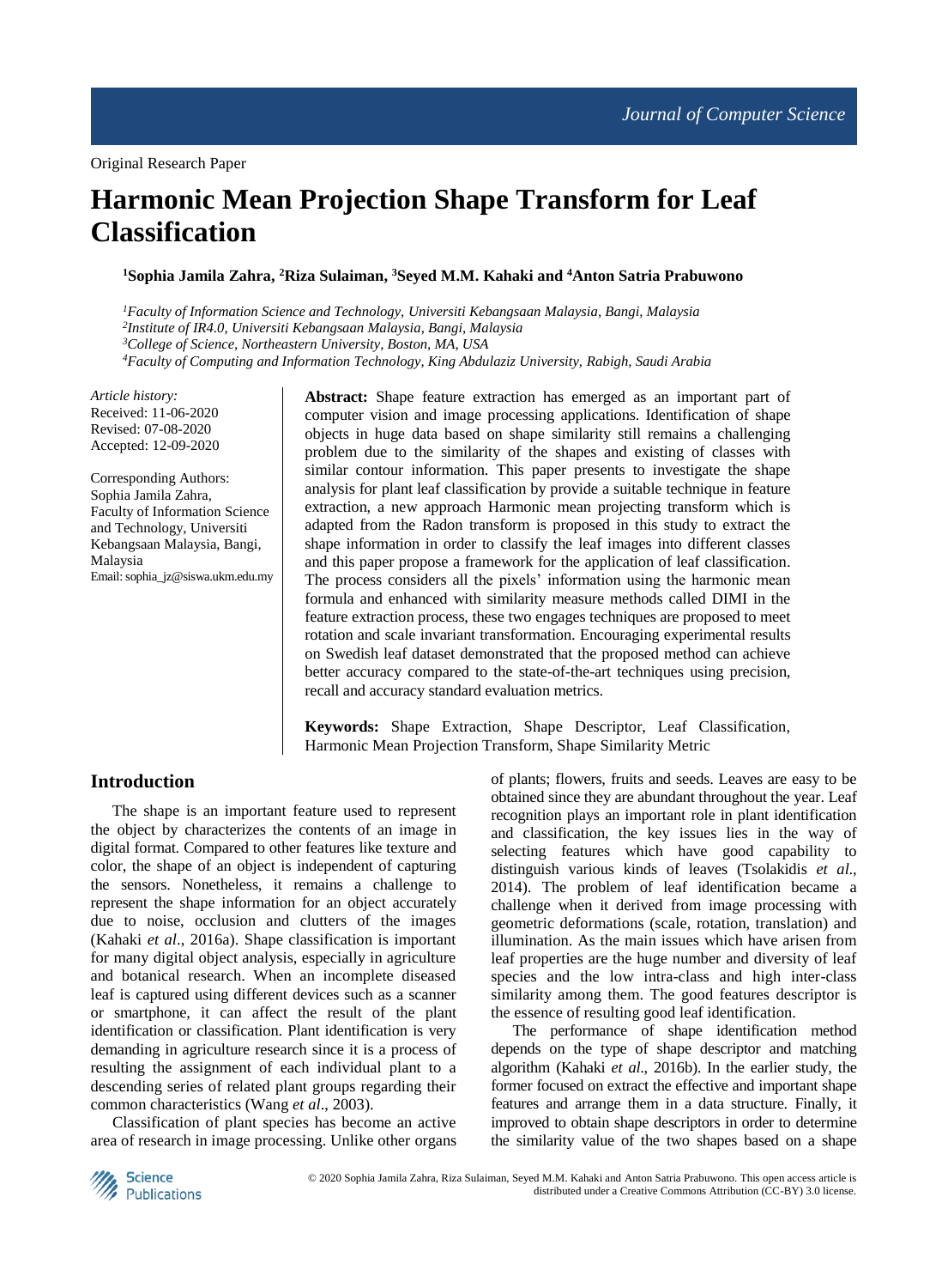Original Research Paper

# Harmonic Mean Projection Shape Transform for Leaf Classification

**[1]Sophia Jamila Zahra, [2]Riza Sulaiman, [3]Seyed M.M. Kahaki and [4]Anton Satria Prabuwono**

*[1]Faculty of Information Science and Technology, Universiti Kebangsaan Malaysia, Bangi, Malaysia*
*[2]Institute of IR4.0, Universiti Kebangsaan Malaysia, Bangi, Malaysia*
*[3]College of Science, Northeastern University, Boston, MA, USA*
*[4]Faculty of Computing and Information Technology, King Abdulaziz University, Rabigh, Saudi Arabia*

*Article history:*
Received: 11-06-2020
Revised: 07-08-2020
Accepted: 12-09-2020

Corresponding Authors:
Sophia Jamila Zahra,
Faculty of Information Science and Technology, Universiti Kebangsaan Malaysia, Bangi, Malaysia
Email: sophia_jz@siswa.ukm.edu.my

**Abstract:** Shape feature extraction has emerged as an important part of computer vision and image processing applications. Identification of shape objects in huge data based on shape similarity still remains a challenging problem due to the similarity of the shapes and existing of classes with similar contour information. This paper presents to investigate the shape analysis for plant leaf classification by provide a suitable technique in feature extraction, a new approach Harmonic mean projecting transform which is adapted from the Radon transform is proposed in this study to extract the shape information in order to classify the leaf images into different classes and this paper propose a framework for the application of leaf classification. The process considers all the pixels' information using the harmonic mean formula and enhanced with similarity measure methods called DIMI in the feature extraction process, these two engages techniques are proposed to meet rotation and scale invariant transformation. Encouraging experimental results on Swedish leaf dataset demonstrated that the proposed method can achieve better accuracy compared to the state-of-the-art techniques using precision, recall and accuracy standard evaluation metrics.

**Keywords:** Shape Extraction, Shape Descriptor, Leaf Classification, Harmonic Mean Projection Transform, Shape Similarity Metric

## Introduction

The shape is an important feature used to represent the object by characterizes the contents of an image in digital format. Compared to other features like texture and color, the shape of an object is independent of capturing the sensors. Nonetheless, it remains a challenge to represent the shape information for an object accurately due to noise, occlusion and clutters of the images (Kahaki *et al*., 2016a). Shape classification is important for many digital object analysis, especially in agriculture and botanical research. When an incomplete diseased leaf is captured using different devices such as a scanner or smartphone, it can affect the result of the plant identification or classification. Plant identification is very demanding in agriculture research since it is a process of resulting the assignment of each individual plant to a descending series of related plant groups regarding their common characteristics (Wang *et al*., 2003).

Classification of plant species has become an active area of research in image processing. Unlike other organs of plants; flowers, fruits and seeds. Leaves are easy to be obtained since they are abundant throughout the year. Leaf recognition plays an important role in plant identification and classification, the key issues lies in the way of selecting features which have good capability to distinguish various kinds of leaves (Tsolakidis *et al*., 2014). The problem of leaf identification became a challenge when it derived from image processing with geometric deformations (scale, rotation, translation) and illumination. As the main issues which have arisen from leaf properties are the huge number and diversity of leaf species and the low intra-class and high inter-class similarity among them. The good features descriptor is the essence of resulting good leaf identification.

The performance of shape identification method depends on the type of shape descriptor and matching algorithm (Kahaki *et al*., 2016b). In the earlier study, the former focused on extract the effective and important shape features and arrange them in a data structure. Finally, it improved to obtain shape descriptors in order to determine the similarity value of the two shapes based on a shape

© 2020 Sophia Jamila Zahra, Riza Sulaiman, Seyed M.M. Kahaki and Anton Satria Prabuwono. This open access article is distributed under a Creative Commons Attribution (CC-BY) 3.0 license.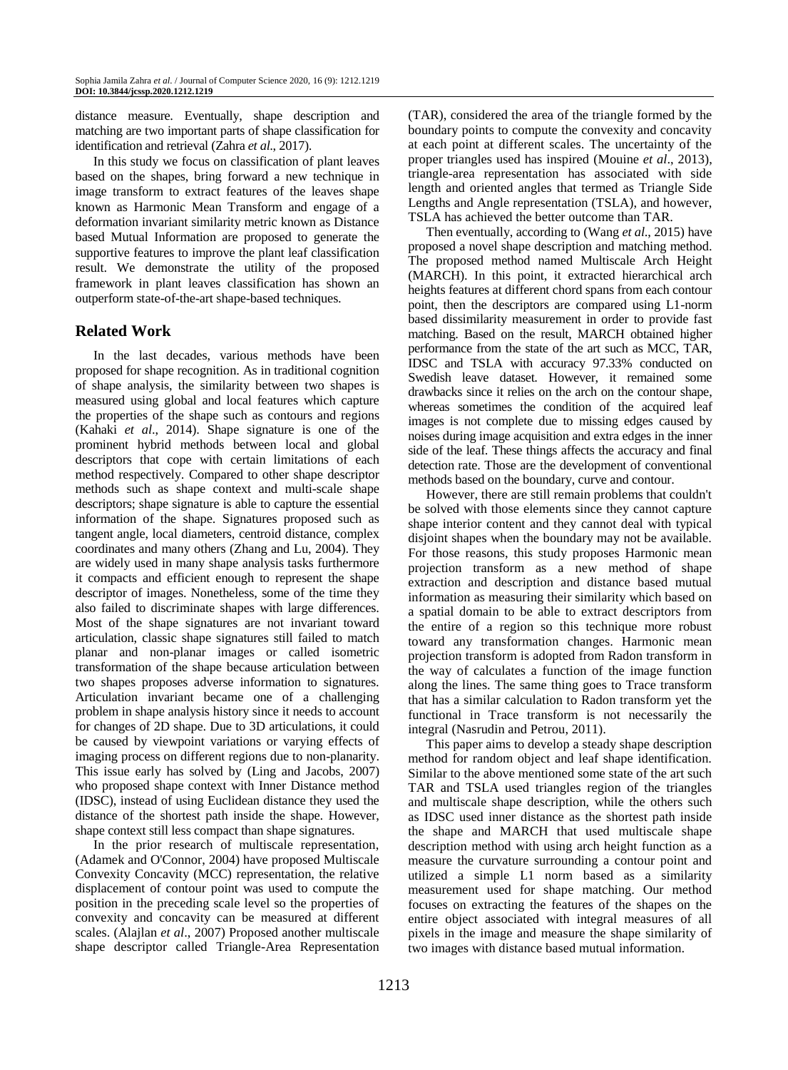distance measure. Eventually, shape description and matching are two important parts of shape classification for identification and retrieval (Zahra *et al*., 2017).

In this study we focus on classification of plant leaves based on the shapes, bring forward a new technique in image transform to extract features of the leaves shape known as Harmonic Mean Transform and engage of a deformation invariant similarity metric known as Distance based Mutual Information are proposed to generate the supportive features to improve the plant leaf classification result. We demonstrate the utility of the proposed framework in plant leaves classification has shown an outperform state-of-the-art shape-based techniques.

## Related Work

In the last decades, various methods have been proposed for shape recognition. As in traditional cognition of shape analysis, the similarity between two shapes is measured using global and local features which capture the properties of the shape such as contours and regions (Kahaki *et al*., 2014). Shape signature is one of the prominent hybrid methods between local and global descriptors that cope with certain limitations of each method respectively. Compared to other shape descriptor methods such as shape context and multi-scale shape descriptors; shape signature is able to capture the essential information of the shape. Signatures proposed such as tangent angle, local diameters, centroid distance, complex coordinates and many others (Zhang and Lu, 2004). They are widely used in many shape analysis tasks furthermore it compacts and efficient enough to represent the shape descriptor of images. Nonetheless, some of the time they also failed to discriminate shapes with large differences. Most of the shape signatures are not invariant toward articulation, classic shape signatures still failed to match planar and non-planar images or called isometric transformation of the shape because articulation between two shapes proposes adverse information to signatures. Articulation invariant became one of a challenging problem in shape analysis history since it needs to account for changes of 2D shape. Due to 3D articulations, it could be caused by viewpoint variations or varying effects of imaging process on different regions due to non-planarity. This issue early has solved by (Ling and Jacobs, 2007) who proposed shape context with Inner Distance method (IDSC), instead of using Euclidean distance they used the distance of the shortest path inside the shape. However, shape context still less compact than shape signatures.

In the prior research of multiscale representation, (Adamek and O'Connor, 2004) have proposed Multiscale Convexity Concavity (MCC) representation, the relative displacement of contour point was used to compute the position in the preceding scale level so the properties of convexity and concavity can be measured at different scales. (Alajlan *et al*., 2007) Proposed another multiscale shape descriptor called Triangle-Area Representation (TAR), considered the area of the triangle formed by the boundary points to compute the convexity and concavity at each point at different scales. The uncertainty of the proper triangles used has inspired (Mouine *et al*., 2013), triangle-area representation has associated with side length and oriented angles that termed as Triangle Side Lengths and Angle representation (TSLA), and however, TSLA has achieved the better outcome than TAR.

Then eventually, according to (Wang *et al*., 2015) have proposed a novel shape description and matching method. The proposed method named Multiscale Arch Height (MARCH). In this point, it extracted hierarchical arch heights features at different chord spans from each contour point, then the descriptors are compared using L1-norm based dissimilarity measurement in order to provide fast matching. Based on the result, MARCH obtained higher performance from the state of the art such as MCC, TAR, IDSC and TSLA with accuracy 97.33% conducted on Swedish leave dataset. However, it remained some drawbacks since it relies on the arch on the contour shape, whereas sometimes the condition of the acquired leaf images is not complete due to missing edges caused by noises during image acquisition and extra edges in the inner side of the leaf. These things affects the accuracy and final detection rate. Those are the development of conventional methods based on the boundary, curve and contour.

However, there are still remain problems that couldn't be solved with those elements since they cannot capture shape interior content and they cannot deal with typical disjoint shapes when the boundary may not be available. For those reasons, this study proposes Harmonic mean projection transform as a new method of shape extraction and description and distance based mutual information as measuring their similarity which based on a spatial domain to be able to extract descriptors from the entire of a region so this technique more robust toward any transformation changes. Harmonic mean projection transform is adopted from Radon transform in the way of calculates a function of the image function along the lines. The same thing goes to Trace transform that has a similar calculation to Radon transform yet the functional in Trace transform is not necessarily the integral (Nasrudin and Petrou, 2011).

This paper aims to develop a steady shape description method for random object and leaf shape identification. Similar to the above mentioned some state of the art such TAR and TSLA used triangles region of the triangles and multiscale shape description, while the others such as IDSC used inner distance as the shortest path inside the shape and MARCH that used multiscale shape description method with using arch height function as a measure the curvature surrounding a contour point and utilized a simple L1 norm based as a similarity measurement used for shape matching. Our method focuses on extracting the features of the shapes on the entire object associated with integral measures of all pixels in the image and measure the shape similarity of two images with distance based mutual information.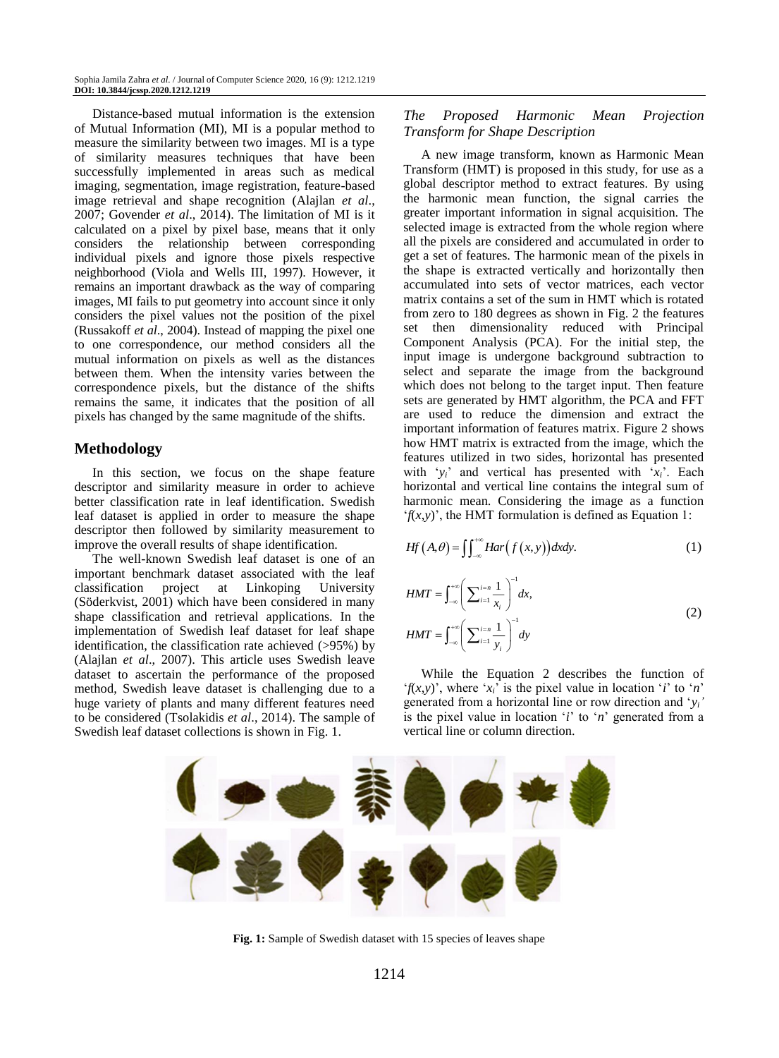Distance-based mutual information is the extension of Mutual Information (MI), MI is a popular method to measure the similarity between two images. MI is a type of similarity measures techniques that have been successfully implemented in areas such as medical imaging, segmentation, image registration, feature-based image retrieval and shape recognition (Alajlan *et al*., 2007; Govender *et al*., 2014). The limitation of MI is it calculated on a pixel by pixel base, means that it only considers the relationship between corresponding individual pixels and ignore those pixels respective neighborhood (Viola and Wells III, 1997). However, it remains an important drawback as the way of comparing images, MI fails to put geometry into account since it only considers the pixel values not the position of the pixel (Russakoff *et al*., 2004). Instead of mapping the pixel one to one correspondence, our method considers all the mutual information on pixels as well as the distances between them. When the intensity varies between the correspondence pixels, but the distance of the shifts remains the same, it indicates that the position of all pixels has changed by the same magnitude of the shifts.

## Methodology

In this section, we focus on the shape feature descriptor and similarity measure in order to achieve better classification rate in leaf identification. Swedish leaf dataset is applied in order to measure the shape descriptor then followed by similarity measurement to improve the overall results of shape identification.

The well-known Swedish leaf dataset is one of an important benchmark dataset associated with the leaf classification project at Linkoping University (Söderkvist, 2001) which have been considered in many shape classification and retrieval applications. In the implementation of Swedish leaf dataset for leaf shape identification, the classification rate achieved (>95%) by (Alajlan *et al*., 2007). This article uses Swedish leave dataset to ascertain the performance of the proposed method, Swedish leave dataset is challenging due to a huge variety of plants and many different features need to be considered (Tsolakidis *et al*., 2014). The sample of Swedish leaf dataset collections is shown in Fig. 1.

### *The Proposed Harmonic Mean Projection Transform for Shape Description*

A new image transform, known as Harmonic Mean Transform (HMT) is proposed in this study, for use as a global descriptor method to extract features. By using the harmonic mean function, the signal carries the greater important information in signal acquisition. The selected image is extracted from the whole region where all the pixels are considered and accumulated in order to get a set of features. The harmonic mean of the pixels in the shape is extracted vertically and horizontally then accumulated into sets of vector matrices, each vector matrix contains a set of the sum in HMT which is rotated from zero to 180 degrees as shown in Fig. 2 the features set then dimensionality reduced with Principal Component Analysis (PCA). For the initial step, the input image is undergone background subtraction to select and separate the image from the background which does not belong to the target input. Then feature sets are generated by HMT algorithm, the PCA and FFT are used to reduce the dimension and extract the important information of features matrix. Figure 2 shows how HMT matrix is extracted from the image, which the features utilized in two sides, horizontal has presented with '$y_i$' and vertical has presented with '$x_i$'. Each horizontal and vertical line contains the integral sum of harmonic mean. Considering the image as a function '$f(x,y)$', the HMT formulation is defined as Equation 1:

$$Hf(A,\theta) = \iint_{-\infty}^{+\infty} Har\left(f(x,y)\right)dxdy. \tag{1}$$

$$HMT = \int_{-\infty}^{+\infty}\left(\sum_{i=1}^{i=n}\frac{1}{x_i}\right)^{-1}dx,$$
$$HMT = \int_{-\infty}^{+\infty}\left(\sum_{i=1}^{i=n}\frac{1}{y_i}\right)^{-1}dy \tag{2}$$

While the Equation 2 describes the function of '$f(x,y)$', where '$x_i$' is the pixel value in location '$i$' to '$n$' generated from a horizontal line or row direction and '$y_i$' is the pixel value in location '$i$' to '$n$' generated from a vertical line or column direction.

**Fig. 1:** Sample of Swedish dataset with 15 species of leaves shape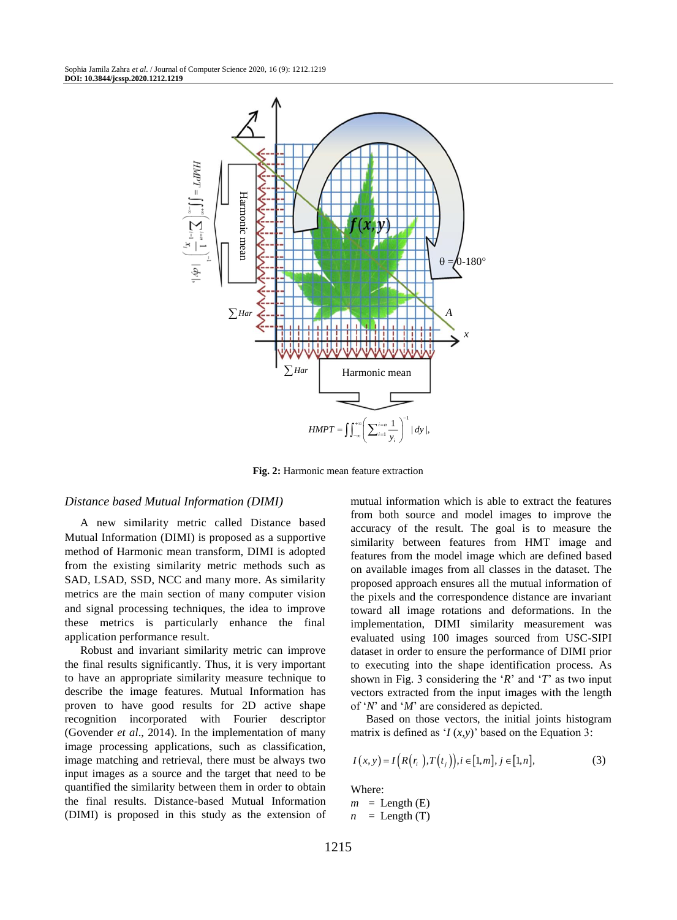Fig. 2: Harmonic mean feature extraction

### Distance based Mutual Information (DIMI)

A new similarity metric called Distance based Mutual Information (DIMI) is proposed as a supportive method of Harmonic mean transform, DIMI is adopted from the existing similarity metric methods such as SAD, LSAD, SSD, NCC and many more. As similarity metrics are the main section of many computer vision and signal processing techniques, the idea to improve these metrics is particularly enhance the final application performance result.

Robust and invariant similarity metric can improve the final results significantly. Thus, it is very important to have an appropriate similarity measure technique to describe the image features. Mutual Information has proven to have good results for 2D active shape recognition incorporated with Fourier descriptor (Govender *et al*., 2014). In the implementation of many image processing applications, such as classification, image matching and retrieval, there must be always two input images as a source and the target that need to be quantified the similarity between them in order to obtain the final results. Distance-based Mutual Information (DIMI) is proposed in this study as the extension of mutual information which is able to extract the features from both source and model images to improve the accuracy of the result. The goal is to measure the similarity between features from HMT image and features from the model image which are defined based on available images from all classes in the dataset. The proposed approach ensures all the mutual information of the pixels and the correspondence distance are invariant toward all image rotations and deformations. In the implementation, DIMI similarity measurement was evaluated using 100 images sourced from USC-SIPI dataset in order to ensure the performance of DIMI prior to executing into the shape identification process. As shown in Fig. 3 considering the '*R*' and '*T*' as two input vectors extracted from the input images with the length of '*N*' and '*M*' are considered as depicted.

Based on those vectors, the initial joints histogram matrix is defined as '$I(x,y)$' based on the Equation 3:

$$I(x,y) = I\big(R(r_i),T(t_j)\big), i \in [1,m], j \in [1,n], \tag{3}$$

Where:
$m$ = Length (E)
$n$ = Length (T)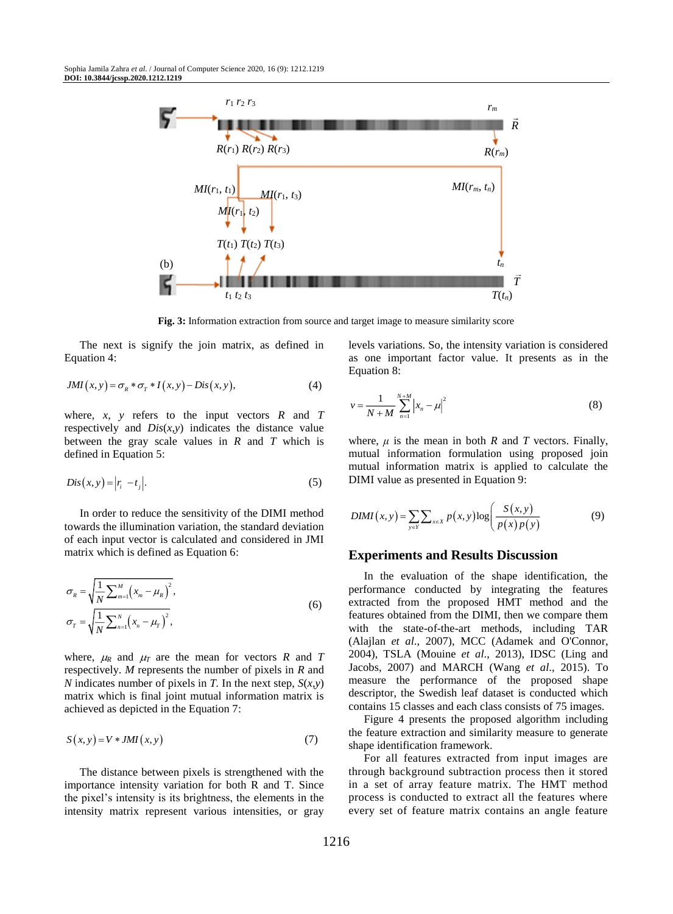**Fig. 3:** Information extraction from source and target image to measure similarity score

The next is signify the join matrix, as defined in Equation 4:

$$JMI(x,y) = \sigma_R * \sigma_T * I(x,y) - Dis(x,y), \quad (4)$$

where, $x$, $y$ refers to the input vectors $R$ and $T$ respectively and $Dis(x,y)$ indicates the distance value between the gray scale values in $R$ and $T$ which is defined in Equation 5:

$$Dis(x,y) = |r_i - t_j|. \quad (5)$$

In order to reduce the sensitivity of the DIMI method towards the illumination variation, the standard deviation of each input vector is calculated and considered in JMI matrix which is defined as Equation 6:

$$\sigma_R = \sqrt{\frac{1}{N}\sum_{m=1}^{M}(x_m - \mu_R)^2}, \quad \sigma_T = \sqrt{\frac{1}{N}\sum_{n=1}^{N}(x_n - \mu_T)^2}, \quad (6)$$

where, $\mu_R$ and $\mu_T$ are the mean for vectors $R$ and $T$ respectively. $M$ represents the number of pixels in $R$ and $N$ indicates number of pixels in $T$. In the next step, $S(x,y)$ matrix which is final joint mutual information matrix is achieved as depicted in the Equation 7:

$$S(x,y) = V * JMI(x,y) \quad (7)$$

The distance between pixels is strengthened with the importance intensity variation for both R and T. Since the pixel's intensity is its brightness, the elements in the intensity matrix represent various intensities, or gray levels variations. So, the intensity variation is considered as one important factor value. It presents as in the Equation 8:

$$v = \frac{1}{N+M}\sum_{n=1}^{N+M}|x_n - \mu|^2 \quad (8)$$

where, $\mu$ is the mean in both $R$ and $T$ vectors. Finally, mutual information formulation using proposed join mutual information matrix is applied to calculate the DIMI value as presented in Equation 9:

$$DIMI(x,y) = \sum_{y\in Y}\sum_{x\in X} p(x,y)\log\left(\frac{S(x,y)}{p(x)p(y)}\right) \quad (9)$$

## Experiments and Results Discussion

In the evaluation of the shape identification, the performance conducted by integrating the features extracted from the proposed HMT method and the features obtained from the DIMI, then we compare them with the state-of-the-art methods, including TAR (Alajlan *et al*., 2007), MCC (Adamek and O'Connor, 2004), TSLA (Mouine *et al*., 2013), IDSC (Ling and Jacobs, 2007) and MARCH (Wang *et al*., 2015). To measure the performance of the proposed shape descriptor, the Swedish leaf dataset is conducted which contains 15 classes and each class consists of 75 images.

Figure 4 presents the proposed algorithm including the feature extraction and similarity measure to generate shape identification framework.

For all features extracted from input images are through background subtraction process then it stored in a set of array feature matrix. The HMT method process is conducted to extract all the features where every set of feature matrix contains an angle feature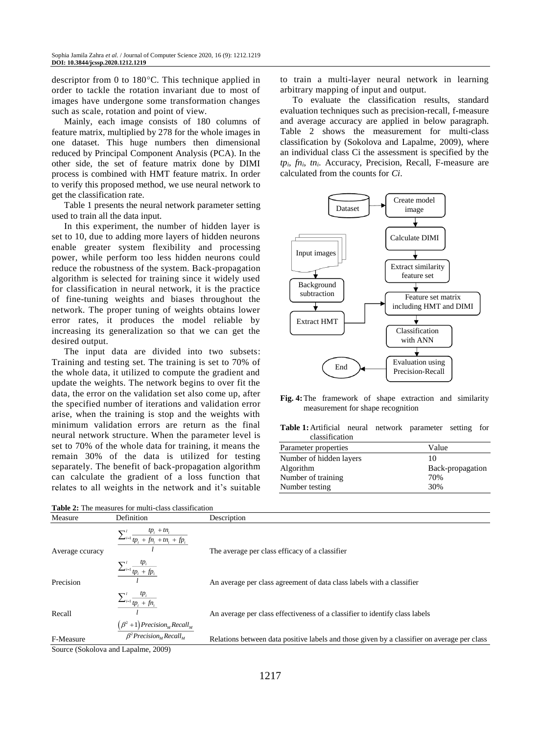descriptor from 0 to 180°C. This technique applied in order to tackle the rotation invariant due to most of images have undergone some transformation changes such as scale, rotation and point of view.

Mainly, each image consists of 180 columns of feature matrix, multiplied by 278 for the whole images in one dataset. This huge numbers then dimensional reduced by Principal Component Analysis (PCA). In the other side, the set of feature matrix done by DIMI process is combined with HMT feature matrix. In order to verify this proposed method, we use neural network to get the classification rate.

Table 1 presents the neural network parameter setting used to train all the data input.

In this experiment, the number of hidden layer is set to 10, due to adding more layers of hidden neurons enable greater system flexibility and processing power, while perform too less hidden neurons could reduce the robustness of the system. Back-propagation algorithm is selected for training since it widely used for classification in neural network, it is the practice of fine-tuning weights and biases throughout the network. The proper tuning of weights obtains lower error rates, it produces the model reliable by increasing its generalization so that we can get the desired output.

The input data are divided into two subsets: Training and testing set. The training is set to 70% of the whole data, it utilized to compute the gradient and update the weights. The network begins to over fit the data, the error on the validation set also come up, after the specified number of iterations and validation error arise, when the training is stop and the weights with minimum validation errors are return as the final neural network structure. When the parameter level is set to 70% of the whole data for training, it means the remain 30% of the data is utilized for testing separately. The benefit of back-propagation algorithm can calculate the gradient of a loss function that relates to all weights in the network and it's suitable to train a multi-layer neural network in learning arbitrary mapping of input and output.

To evaluate the classification results, standard evaluation techniques such as precision-recall, f-measure and average accuracy are applied in below paragraph. Table 2 shows the measurement for multi-class classification by (Sokolova and Lapalme, 2009), where an individual class Ci the assessment is specified by the $tp_i$, $fn_i$, $tn_i$. Accuracy, Precision, Recall, F-measure are calculated from the counts for $C_i$.

```
Dataset --> Create model image
Create model image --> Calculate DIMI
Calculate DIMI --> Extract similarity feature set
Extract similarity feature set --> Feature set matrix including HMT and DIMI

Input images --> Background subtraction --> Extract HMT --> Feature set matrix including HMT and DIMI

Feature set matrix including HMT and DIMI --> Classification with ANN
Classification with ANN --> Evaluation using Precision-Recall
Evaluation using Precision-Recall --> End
```

**Fig. 4:** The framework of shape extraction and similarity measurement for shape recognition

**Table 1:** Artificial neural network parameter setting for classification

| Parameter properties | Value |
|---|---|
| Number of hidden layers | 10 |
| Algorithm | Back-propagation |
| Number of training | 70% |
| Number testing | 30% |

**Table 2:** The measures for multi-class classification

| Measure | Definition | Description |
|---|---|---|
| Average ccuracy | $\dfrac{\sum_{i=1}^{l} \frac{tp_i + tn_i}{tp_i + fn_i + tn_i + fp_i}}{l}$ | The average per class efficacy of a classifier |
| Precision | $\dfrac{\sum_{i=1}^{l} \frac{tp_i}{tp_i + fp_i}}{l}$ | An average per class agreement of data class labels with a classifier |
| Recall | $\dfrac{\sum_{i=1}^{l} \frac{tp_i}{tp_i + fn_i}}{l}$ | An average per class effectiveness of a classifier to identify class labels |
| F-Measure | $\dfrac{(\beta^2 + 1) Precision_M Recall_M}{\beta^2 Precision_M Recall_M}$ | Relations between data positive labels and those given by a classifier on average per class |

Source (Sokolova and Lapalme, 2009)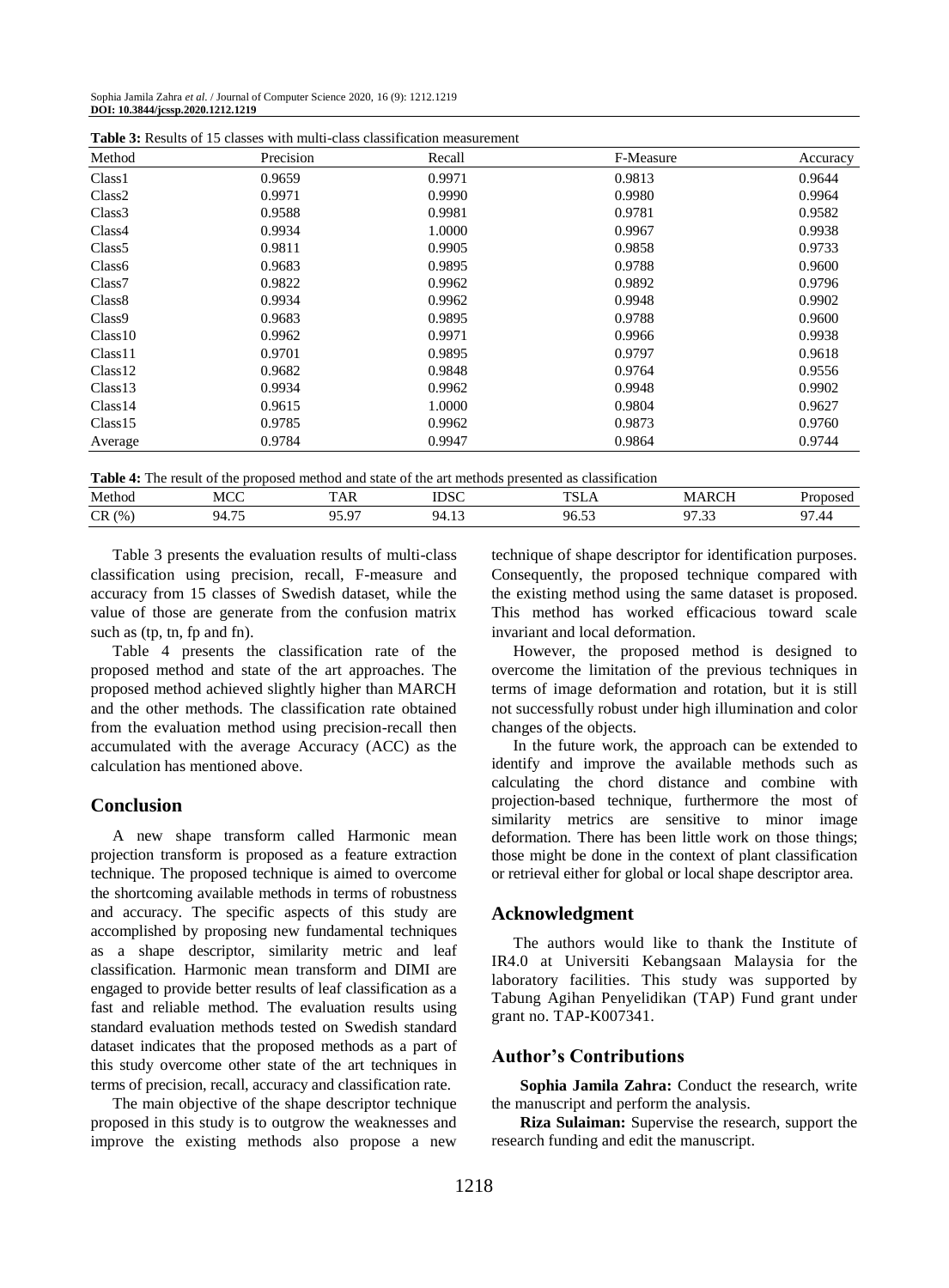**Table 3:** Results of 15 classes with multi-class classification measurement

| Method | Precision | Recall | F-Measure | Accuracy |
|---|---|---|---|---|
| Class1 | 0.9659 | 0.9971 | 0.9813 | 0.9644 |
| Class2 | 0.9971 | 0.9990 | 0.9980 | 0.9964 |
| Class3 | 0.9588 | 0.9981 | 0.9781 | 0.9582 |
| Class4 | 0.9934 | 1.0000 | 0.9967 | 0.9938 |
| Class5 | 0.9811 | 0.9905 | 0.9858 | 0.9733 |
| Class6 | 0.9683 | 0.9895 | 0.9788 | 0.9600 |
| Class7 | 0.9822 | 0.9962 | 0.9892 | 0.9796 |
| Class8 | 0.9934 | 0.9962 | 0.9948 | 0.9902 |
| Class9 | 0.9683 | 0.9895 | 0.9788 | 0.9600 |
| Class10 | 0.9962 | 0.9971 | 0.9966 | 0.9938 |
| Class11 | 0.9701 | 0.9895 | 0.9797 | 0.9618 |
| Class12 | 0.9682 | 0.9848 | 0.9764 | 0.9556 |
| Class13 | 0.9934 | 0.9962 | 0.9948 | 0.9902 |
| Class14 | 0.9615 | 1.0000 | 0.9804 | 0.9627 |
| Class15 | 0.9785 | 0.9962 | 0.9873 | 0.9760 |
| Average | 0.9784 | 0.9947 | 0.9864 | 0.9744 |

**Table 4:** The result of the proposed method and state of the art methods presented as classification

| Method | MCC | TAR | IDSC | TSLA | MARCH | Proposed |
|---|---|---|---|---|---|---|
| CR (%) | 94.75 | 95.97 | 94.13 | 96.53 | 97.33 | 97.44 |

Table 3 presents the evaluation results of multi-class classification using precision, recall, F-measure and accuracy from 15 classes of Swedish dataset, while the value of those are generate from the confusion matrix such as (tp, tn, fp and fn).

Table 4 presents the classification rate of the proposed method and state of the art approaches. The proposed method achieved slightly higher than MARCH and the other methods. The classification rate obtained from the evaluation method using precision-recall then accumulated with the average Accuracy (ACC) as the calculation has mentioned above.

## Conclusion

A new shape transform called Harmonic mean projection transform is proposed as a feature extraction technique. The proposed technique is aimed to overcome the shortcoming available methods in terms of robustness and accuracy. The specific aspects of this study are accomplished by proposing new fundamental techniques as a shape descriptor, similarity metric and leaf classification. Harmonic mean transform and DIMI are engaged to provide better results of leaf classification as a fast and reliable method. The evaluation results using standard evaluation methods tested on Swedish standard dataset indicates that the proposed methods as a part of this study overcome other state of the art techniques in terms of precision, recall, accuracy and classification rate.

The main objective of the shape descriptor technique proposed in this study is to outgrow the weaknesses and improve the existing methods also propose a new technique of shape descriptor for identification purposes. Consequently, the proposed technique compared with the existing method using the same dataset is proposed. This method has worked efficacious toward scale invariant and local deformation.

However, the proposed method is designed to overcome the limitation of the previous techniques in terms of image deformation and rotation, but it is still not successfully robust under high illumination and color changes of the objects.

In the future work, the approach can be extended to identify and improve the available methods such as calculating the chord distance and combine with projection-based technique, furthermore the most of similarity metrics are sensitive to minor image deformation. There has been little work on those things; those might be done in the context of plant classification or retrieval either for global or local shape descriptor area.

## Acknowledgment

The authors would like to thank the Institute of IR4.0 at Universiti Kebangsaan Malaysia for the laboratory facilities. This study was supported by Tabung Agihan Penyelidikan (TAP) Fund grant under grant no. TAP-K007341.

## Author's Contributions

**Sophia Jamila Zahra:** Conduct the research, write the manuscript and perform the analysis.

**Riza Sulaiman:** Supervise the research, support the research funding and edit the manuscript.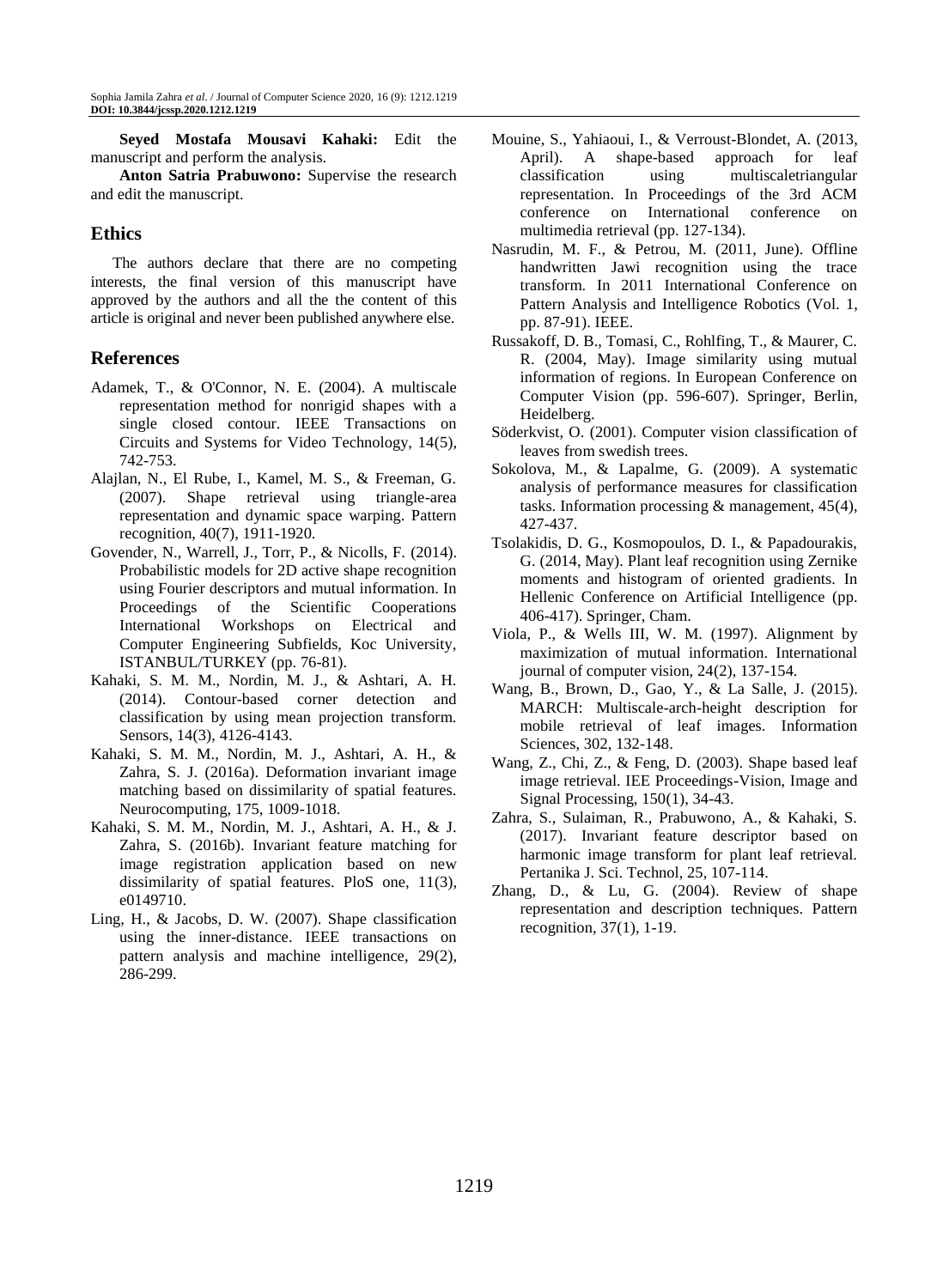**Seyed Mostafa Mousavi Kahaki:** Edit the manuscript and perform the analysis.

**Anton Satria Prabuwono:** Supervise the research and edit the manuscript.

## Ethics

The authors declare that there are no competing interests, the final version of this manuscript have approved by the authors and all the the content of this article is original and never been published anywhere else.

## References

Adamek, T., & O'Connor, N. E. (2004). A multiscale representation method for nonrigid shapes with a single closed contour. IEEE Transactions on Circuits and Systems for Video Technology, 14(5), 742-753.

Alajlan, N., El Rube, I., Kamel, M. S., & Freeman, G. (2007). Shape retrieval using triangle-area representation and dynamic space warping. Pattern recognition, 40(7), 1911-1920.

Govender, N., Warrell, J., Torr, P., & Nicolls, F. (2014). Probabilistic models for 2D active shape recognition using Fourier descriptors and mutual information. In Proceedings of the Scientific Cooperations International Workshops on Electrical and Computer Engineering Subfields, Koc University, ISTANBUL/TURKEY (pp. 76-81).

Kahaki, S. M. M., Nordin, M. J., & Ashtari, A. H. (2014). Contour-based corner detection and classification by using mean projection transform. Sensors, 14(3), 4126-4143.

Kahaki, S. M. M., Nordin, M. J., Ashtari, A. H., & Zahra, S. J. (2016a). Deformation invariant image matching based on dissimilarity of spatial features. Neurocomputing, 175, 1009-1018.

Kahaki, S. M. M., Nordin, M. J., Ashtari, A. H., & J. Zahra, S. (2016b). Invariant feature matching for image registration application based on new dissimilarity of spatial features. PloS one, 11(3), e0149710.

Ling, H., & Jacobs, D. W. (2007). Shape classification using the inner-distance. IEEE transactions on pattern analysis and machine intelligence, 29(2), 286-299.

Mouine, S., Yahiaoui, I., & Verroust-Blondet, A. (2013, April). A shape-based approach for leaf classification using multiscaletriangular representation. In Proceedings of the 3rd ACM conference on International conference on multimedia retrieval (pp. 127-134).

Nasrudin, M. F., & Petrou, M. (2011, June). Offline handwritten Jawi recognition using the trace transform. In 2011 International Conference on Pattern Analysis and Intelligence Robotics (Vol. 1, pp. 87-91). IEEE.

Russakoff, D. B., Tomasi, C., Rohlfing, T., & Maurer, C. R. (2004, May). Image similarity using mutual information of regions. In European Conference on Computer Vision (pp. 596-607). Springer, Berlin, Heidelberg.

Söderkvist, O. (2001). Computer vision classification of leaves from swedish trees.

Sokolova, M., & Lapalme, G. (2009). A systematic analysis of performance measures for classification tasks. Information processing & management, 45(4), 427-437.

Tsolakidis, D. G., Kosmopoulos, D. I., & Papadourakis, G. (2014, May). Plant leaf recognition using Zernike moments and histogram of oriented gradients. In Hellenic Conference on Artificial Intelligence (pp. 406-417). Springer, Cham.

Viola, P., & Wells III, W. M. (1997). Alignment by maximization of mutual information. International journal of computer vision, 24(2), 137-154.

Wang, B., Brown, D., Gao, Y., & La Salle, J. (2015). MARCH: Multiscale-arch-height description for mobile retrieval of leaf images. Information Sciences, 302, 132-148.

Wang, Z., Chi, Z., & Feng, D. (2003). Shape based leaf image retrieval. IEE Proceedings-Vision, Image and Signal Processing, 150(1), 34-43.

Zahra, S., Sulaiman, R., Prabuwono, A., & Kahaki, S. (2017). Invariant feature descriptor based on harmonic image transform for plant leaf retrieval. Pertanika J. Sci. Technol, 25, 107-114.

Zhang, D., & Lu, G. (2004). Review of shape representation and description techniques. Pattern recognition, 37(1), 1-19.